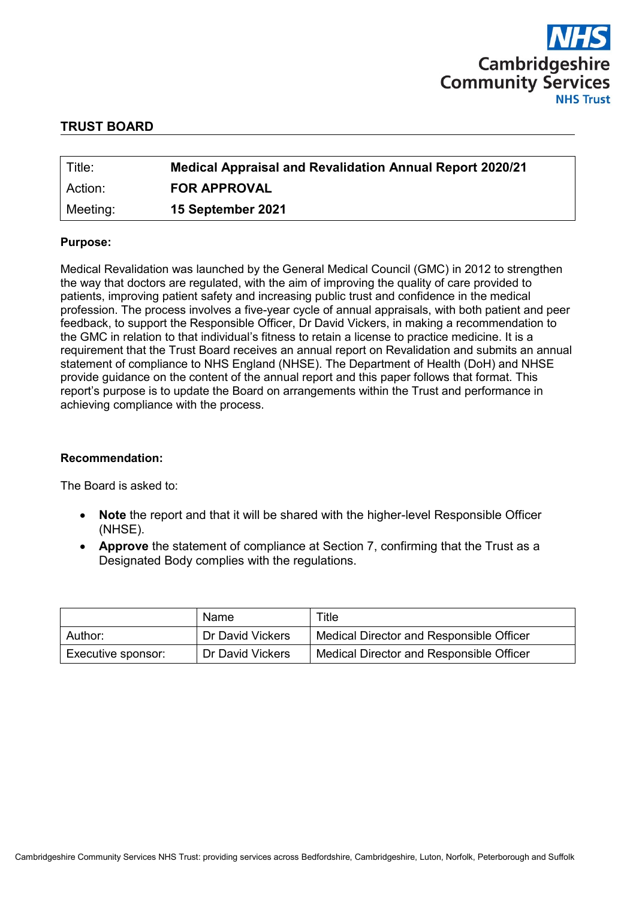NHS
Cambridgeshire
Community Services
NHS Trust

## TRUST BOARD

| Title: | **Medical Appraisal and Revalidation Annual Report 2020/21** |
|---|---|
| Action: | **FOR APPROVAL** |
| Meeting: | **15 September 2021** |

**Purpose:**

Medical Revalidation was launched by the General Medical Council (GMC) in 2012 to strengthen the way that doctors are regulated, with the aim of improving the quality of care provided to patients, improving patient safety and increasing public trust and confidence in the medical profession. The process involves a five-year cycle of annual appraisals, with both patient and peer feedback, to support the Responsible Officer, Dr David Vickers, in making a recommendation to the GMC in relation to that individual's fitness to retain a license to practice medicine. It is a requirement that the Trust Board receives an annual report on Revalidation and submits an annual statement of compliance to NHS England (NHSE). The Department of Health (DoH) and NHSE provide guidance on the content of the annual report and this paper follows that format. This report's purpose is to update the Board on arrangements within the Trust and performance in achieving compliance with the process.

**Recommendation:**

The Board is asked to:

- **Note** the report and that it will be shared with the higher-level Responsible Officer (NHSE).
- **Approve** the statement of compliance at Section 7, confirming that the Trust as a Designated Body complies with the regulations.

| | Name | Title |
|---|---|---|
| Author: | Dr David Vickers | Medical Director and Responsible Officer |
| Executive sponsor: | Dr David Vickers | Medical Director and Responsible Officer |

Cambridgeshire Community Services NHS Trust: providing services across Bedfordshire, Cambridgeshire, Luton, Norfolk, Peterborough and Suffolk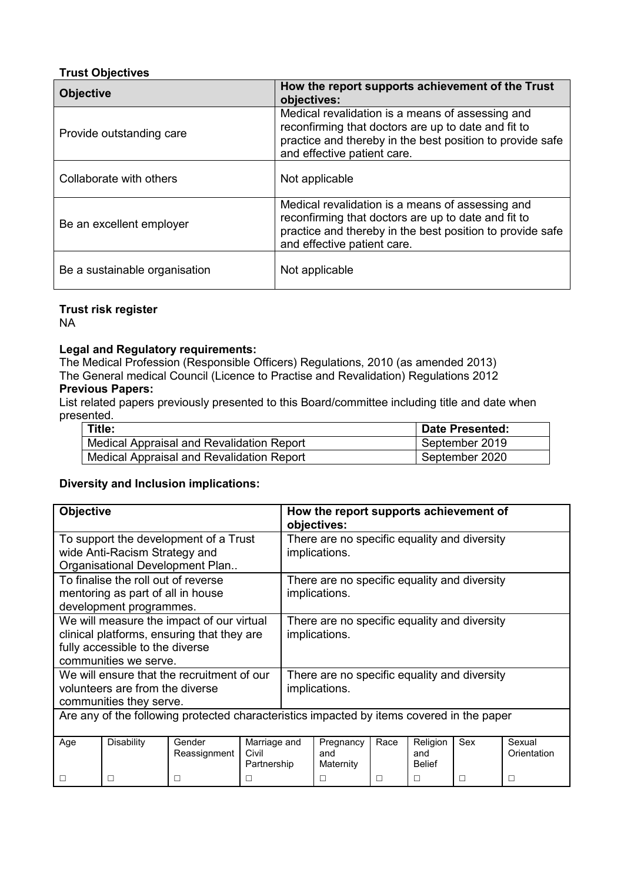**Trust Objectives**

| Objective | How the report supports achievement of the Trust objectives: |
|---|---|
| Provide outstanding care | Medical revalidation is a means of assessing and reconfirming that doctors are up to date and fit to practice and thereby in the best position to provide safe and effective patient care. |
| Collaborate with others | Not applicable |
| Be an excellent employer | Medical revalidation is a means of assessing and reconfirming that doctors are up to date and fit to practice and thereby in the best position to provide safe and effective patient care. |
| Be a sustainable organisation | Not applicable |

**Trust risk register**

NA

**Legal and Regulatory requirements:**

The Medical Profession (Responsible Officers) Regulations, 2010 (as amended 2013)
The General medical Council (Licence to Practise and Revalidation) Regulations 2012

**Previous Papers:**

List related papers previously presented to this Board/committee including title and date when presented.

| Title: | Date Presented: |
|---|---|
| Medical Appraisal and Revalidation Report | September 2019 |
| Medical Appraisal and Revalidation Report | September 2020 |

**Diversity and Inclusion implications:**

| Objective | How the report supports achievement of objectives: |
|---|---|
| To support the development of a Trust wide Anti-Racism Strategy and Organisational Development Plan.. | There are no specific equality and diversity implications. |
| To finalise the roll out of reverse mentoring as part of all in house development programmes. | There are no specific equality and diversity implications. |
| We will measure the impact of our virtual clinical platforms, ensuring that they are fully accessible to the diverse communities we serve. | There are no specific equality and diversity implications. |
| We will ensure that the recruitment of our volunteers are from the diverse communities they serve. | There are no specific equality and diversity implications. |

Are any of the following protected characteristics impacted by items covered in the paper

| Age | Disability | Gender Reassignment | Marriage and Civil Partnership | Pregnancy and Maternity | Race | Religion and Belief | Sex | Sexual Orientation |
|---|---|---|---|---|---|---|---|---|
| ☐ | ☐ | ☐ | ☐ | ☐ | ☐ | ☐ | ☐ | ☐ |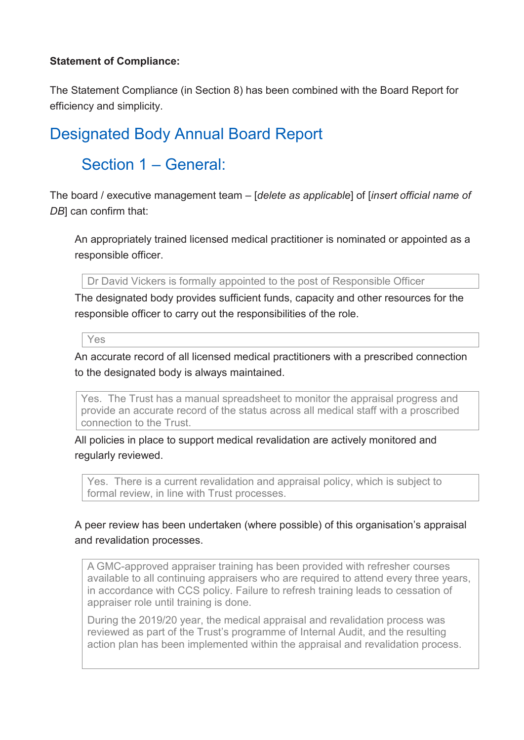**Statement of Compliance:**

The Statement Compliance (in Section 8) has been combined with the Board Report for efficiency and simplicity.

# Designated Body Annual Board Report

## Section 1 – General:

The board / executive management team – [*delete as applicable*] of [*insert official name of DB*] can confirm that:

An appropriately trained licensed medical practitioner is nominated or appointed as a responsible officer.

> Dr David Vickers is formally appointed to the post of Responsible Officer

The designated body provides sufficient funds, capacity and other resources for the responsible officer to carry out the responsibilities of the role.

> Yes

An accurate record of all licensed medical practitioners with a prescribed connection to the designated body is always maintained.

> Yes. The Trust has a manual spreadsheet to monitor the appraisal progress and provide an accurate record of the status across all medical staff with a proscribed connection to the Trust.

All policies in place to support medical revalidation are actively monitored and regularly reviewed.

> Yes. There is a current revalidation and appraisal policy, which is subject to formal review, in line with Trust processes.

A peer review has been undertaken (where possible) of this organisation's appraisal and revalidation processes.

> A GMC-approved appraiser training has been provided with refresher courses available to all continuing appraisers who are required to attend every three years, in accordance with CCS policy. Failure to refresh training leads to cessation of appraiser role until training is done.
>
> During the 2019/20 year, the medical appraisal and revalidation process was reviewed as part of the Trust's programme of Internal Audit, and the resulting action plan has been implemented within the appraisal and revalidation process.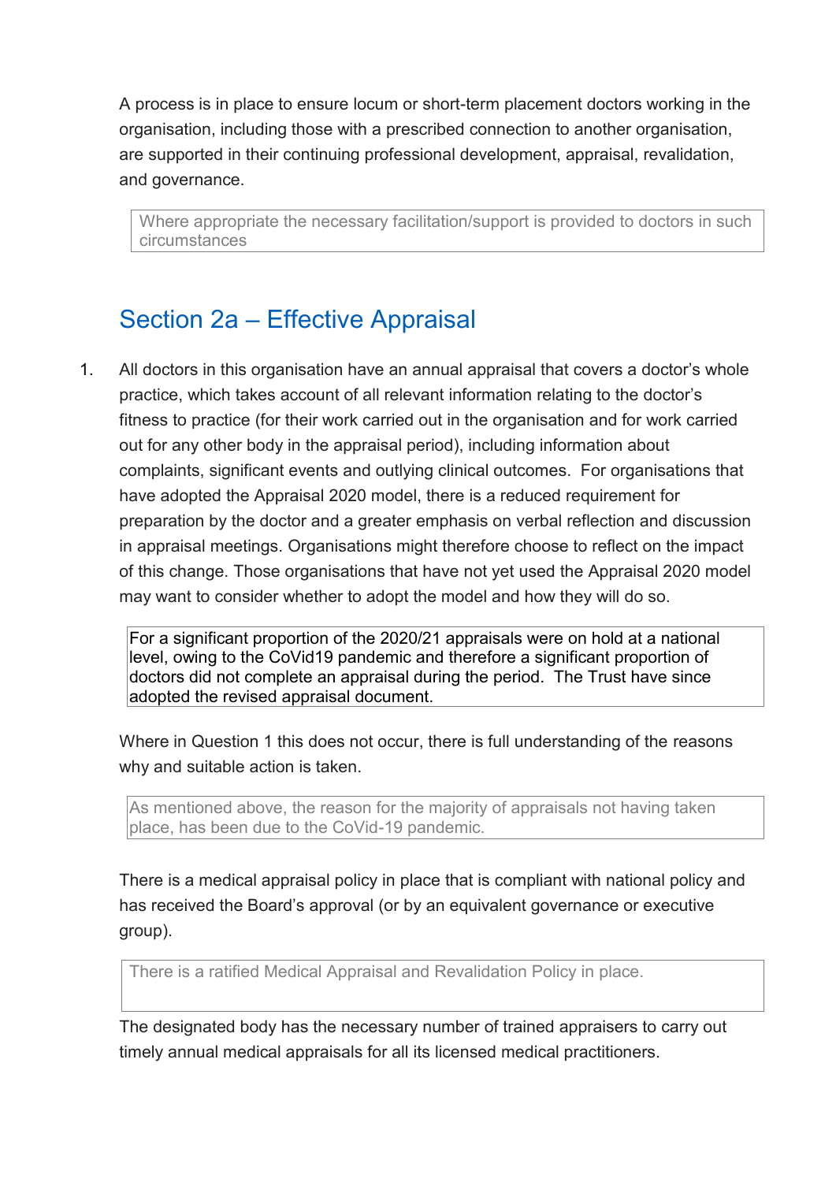A process is in place to ensure locum or short-term placement doctors working in the organisation, including those with a prescribed connection to another organisation, are supported in their continuing professional development, appraisal, revalidation, and governance.

> Where appropriate the necessary facilitation/support is provided to doctors in such circumstances

## Section 2a – Effective Appraisal

1. All doctors in this organisation have an annual appraisal that covers a doctor's whole practice, which takes account of all relevant information relating to the doctor's fitness to practice (for their work carried out in the organisation and for work carried out for any other body in the appraisal period), including information about complaints, significant events and outlying clinical outcomes. For organisations that have adopted the Appraisal 2020 model, there is a reduced requirement for preparation by the doctor and a greater emphasis on verbal reflection and discussion in appraisal meetings. Organisations might therefore choose to reflect on the impact of this change. Those organisations that have not yet used the Appraisal 2020 model may want to consider whether to adopt the model and how they will do so.

> For a significant proportion of the 2020/21 appraisals were on hold at a national level, owing to the CoVid19 pandemic and therefore a significant proportion of doctors did not complete an appraisal during the period. The Trust have since adopted the revised appraisal document.

Where in Question 1 this does not occur, there is full understanding of the reasons why and suitable action is taken.

> As mentioned above, the reason for the majority of appraisals not having taken place, has been due to the CoVid-19 pandemic.

There is a medical appraisal policy in place that is compliant with national policy and has received the Board's approval (or by an equivalent governance or executive group).

> There is a ratified Medical Appraisal and Revalidation Policy in place.

The designated body has the necessary number of trained appraisers to carry out timely annual medical appraisals for all its licensed medical practitioners.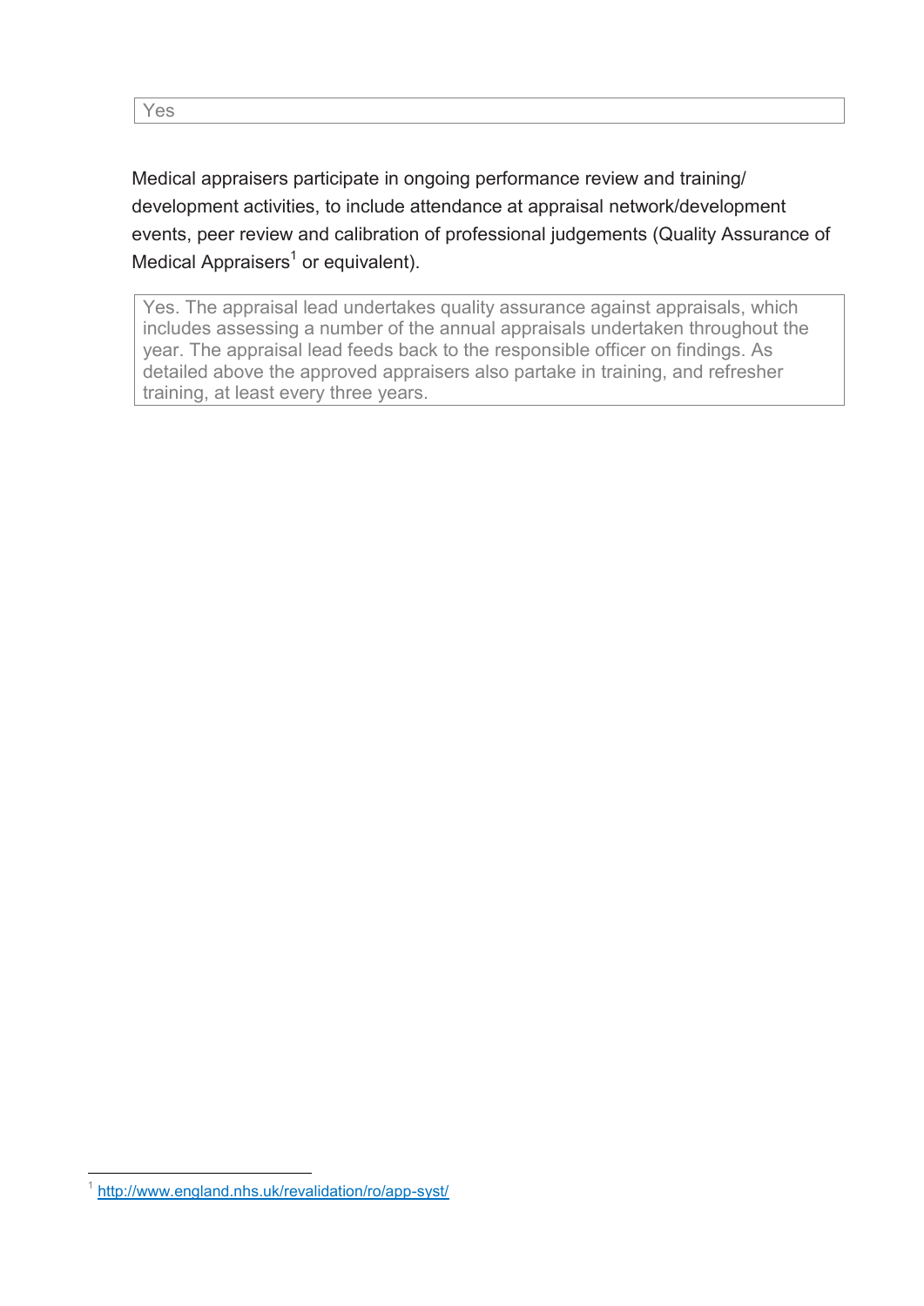| Yes |
|---|

Medical appraisers participate in ongoing performance review and training/ development activities, to include attendance at appraisal network/development events, peer review and calibration of professional judgements (Quality Assurance of Medical Appraisers[1] or equivalent).

| Yes. The appraisal lead undertakes quality assurance against appraisals, which includes assessing a number of the annual appraisals undertaken throughout the year. The appraisal lead feeds back to the responsible officer on findings. As detailed above the approved appraisers also partake in training, and refresher training, at least every three years. |
|---|

[1] http://www.england.nhs.uk/revalidation/ro/app-syst/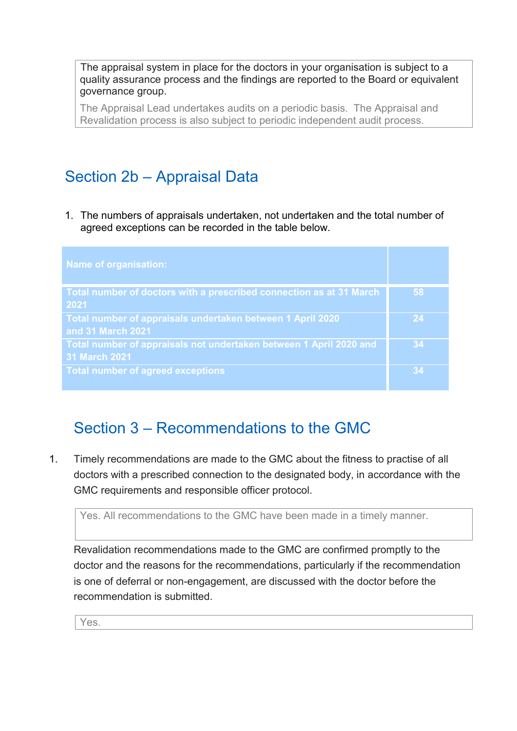| The appraisal system in place for the doctors in your organisation is subject to a quality assurance process and the findings are reported to the Board or equivalent governance group. |
|---|
| The Appraisal Lead undertakes audits on a periodic basis. The Appraisal and Revalidation process is also subject to periodic independent audit process. |

## Section 2b – Appraisal Data

1. The numbers of appraisals undertaken, not undertaken and the total number of agreed exceptions can be recorded in the table below.

| Name of organisation: | |
|---|---|
| Total number of doctors with a prescribed connection as at 31 March 2021 | 58 |
| Total number of appraisals undertaken between 1 April 2020 and 31 March 2021 | 24 |
| Total number of appraisals not undertaken between 1 April 2020 and 31 March 2021 | 34 |
| Total number of agreed exceptions | 34 |

## Section 3 – Recommendations to the GMC

1. Timely recommendations are made to the GMC about the fitness to practise of all doctors with a prescribed connection to the designated body, in accordance with the GMC requirements and responsible officer protocol.

| Yes. All recommendations to the GMC have been made in a timely manner. |
|---|

Revalidation recommendations made to the GMC are confirmed promptly to the doctor and the reasons for the recommendations, particularly if the recommendation is one of deferral or non-engagement, are discussed with the doctor before the recommendation is submitted.

| Yes. |
|---|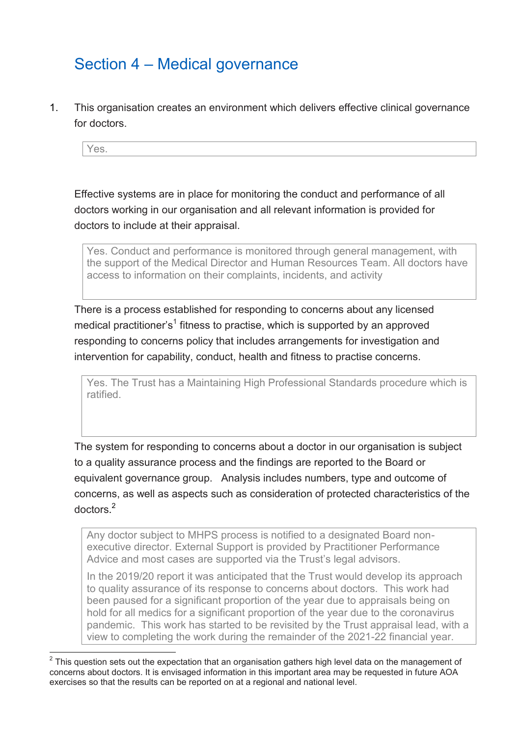# Section 4 – Medical governance

1. This organisation creates an environment which delivers effective clinical governance for doctors.

> Yes.

Effective systems are in place for monitoring the conduct and performance of all doctors working in our organisation and all relevant information is provided for doctors to include at their appraisal.

> Yes. Conduct and performance is monitored through general management, with the support of the Medical Director and Human Resources Team. All doctors have access to information on their complaints, incidents, and activity

There is a process established for responding to concerns about any licensed medical practitioner's[1] fitness to practise, which is supported by an approved responding to concerns policy that includes arrangements for investigation and intervention for capability, conduct, health and fitness to practise concerns.

> Yes. The Trust has a Maintaining High Professional Standards procedure which is ratified.

The system for responding to concerns about a doctor in our organisation is subject to a quality assurance process and the findings are reported to the Board or equivalent governance group. Analysis includes numbers, type and outcome of concerns, as well as aspects such as consideration of protected characteristics of the doctors.[2]

> Any doctor subject to MHPS process is notified to a designated Board non-executive director. External Support is provided by Practitioner Performance Advice and most cases are supported via the Trust's legal advisors.
>
> In the 2019/20 report it was anticipated that the Trust would develop its approach to quality assurance of its response to concerns about doctors. This work had been paused for a significant proportion of the year due to appraisals being on hold for all medics for a significant proportion of the year due to the coronavirus pandemic. This work has started to be revisited by the Trust appraisal lead, with a view to completing the work during the remainder of the 2021-22 financial year.

---

[2] This question sets out the expectation that an organisation gathers high level data on the management of concerns about doctors. It is envisaged information in this important area may be requested in future AOA exercises so that the results can be reported on at a regional and national level.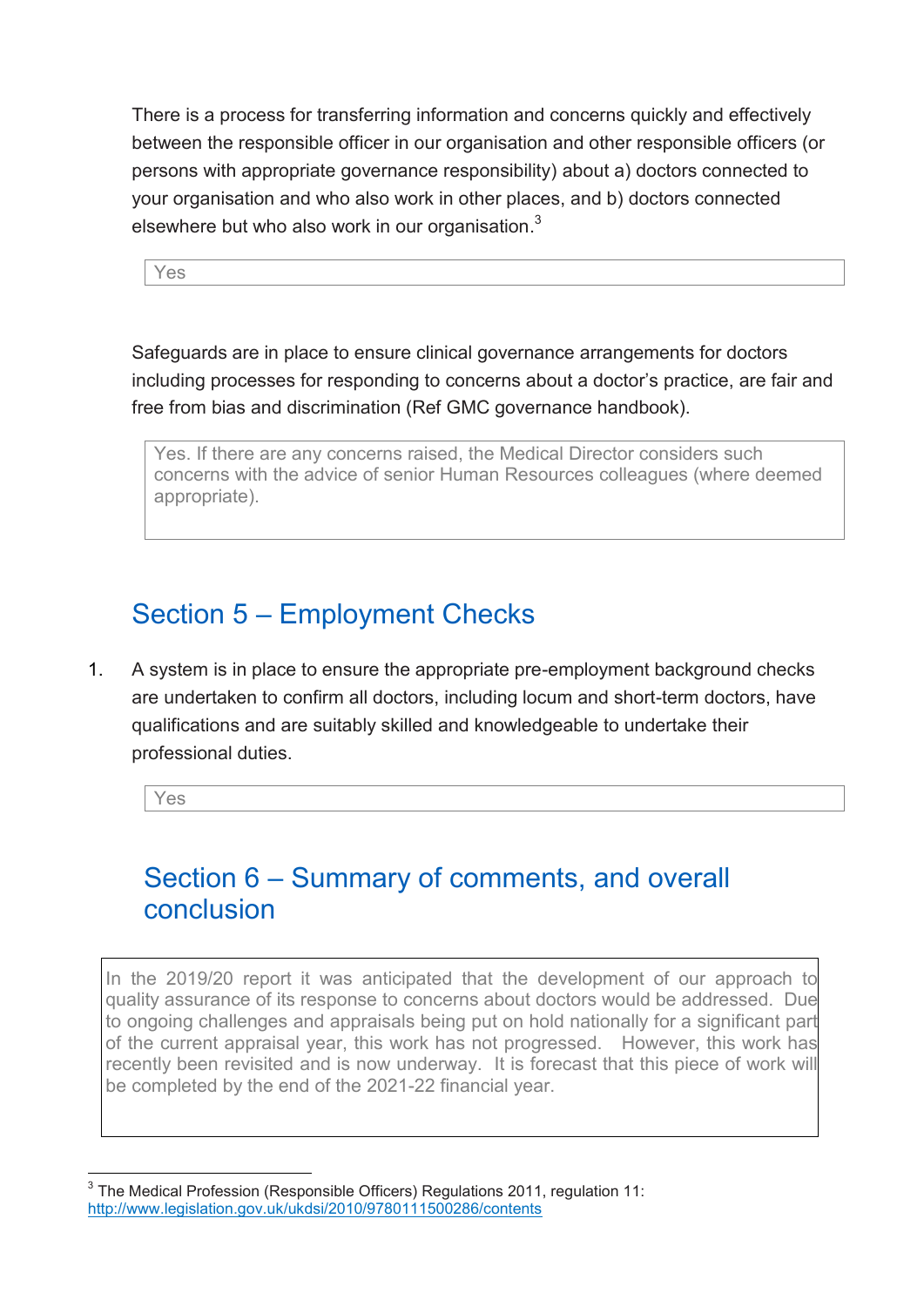There is a process for transferring information and concerns quickly and effectively between the responsible officer in our organisation and other responsible officers (or persons with appropriate governance responsibility) about a) doctors connected to your organisation and who also work in other places, and b) doctors connected elsewhere but who also work in our organisation.[3]

> Yes

Safeguards are in place to ensure clinical governance arrangements for doctors including processes for responding to concerns about a doctor's practice, are fair and free from bias and discrimination (Ref GMC governance handbook).

> Yes. If there are any concerns raised, the Medical Director considers such concerns with the advice of senior Human Resources colleagues (where deemed appropriate).

## Section 5 – Employment Checks

1. A system is in place to ensure the appropriate pre-employment background checks are undertaken to confirm all doctors, including locum and short-term doctors, have qualifications and are suitably skilled and knowledgeable to undertake their professional duties.

> Yes

## Section 6 – Summary of comments, and overall conclusion

> In the 2019/20 report it was anticipated that the development of our approach to quality assurance of its response to concerns about doctors would be addressed. Due to ongoing challenges and appraisals being put on hold nationally for a significant part of the current appraisal year, this work has not progressed. However, this work has recently been revisited and is now underway. It is forecast that this piece of work will be completed by the end of the 2021-22 financial year.

---

[3] The Medical Profession (Responsible Officers) Regulations 2011, regulation 11: http://www.legislation.gov.uk/ukdsi/2010/9780111500286/contents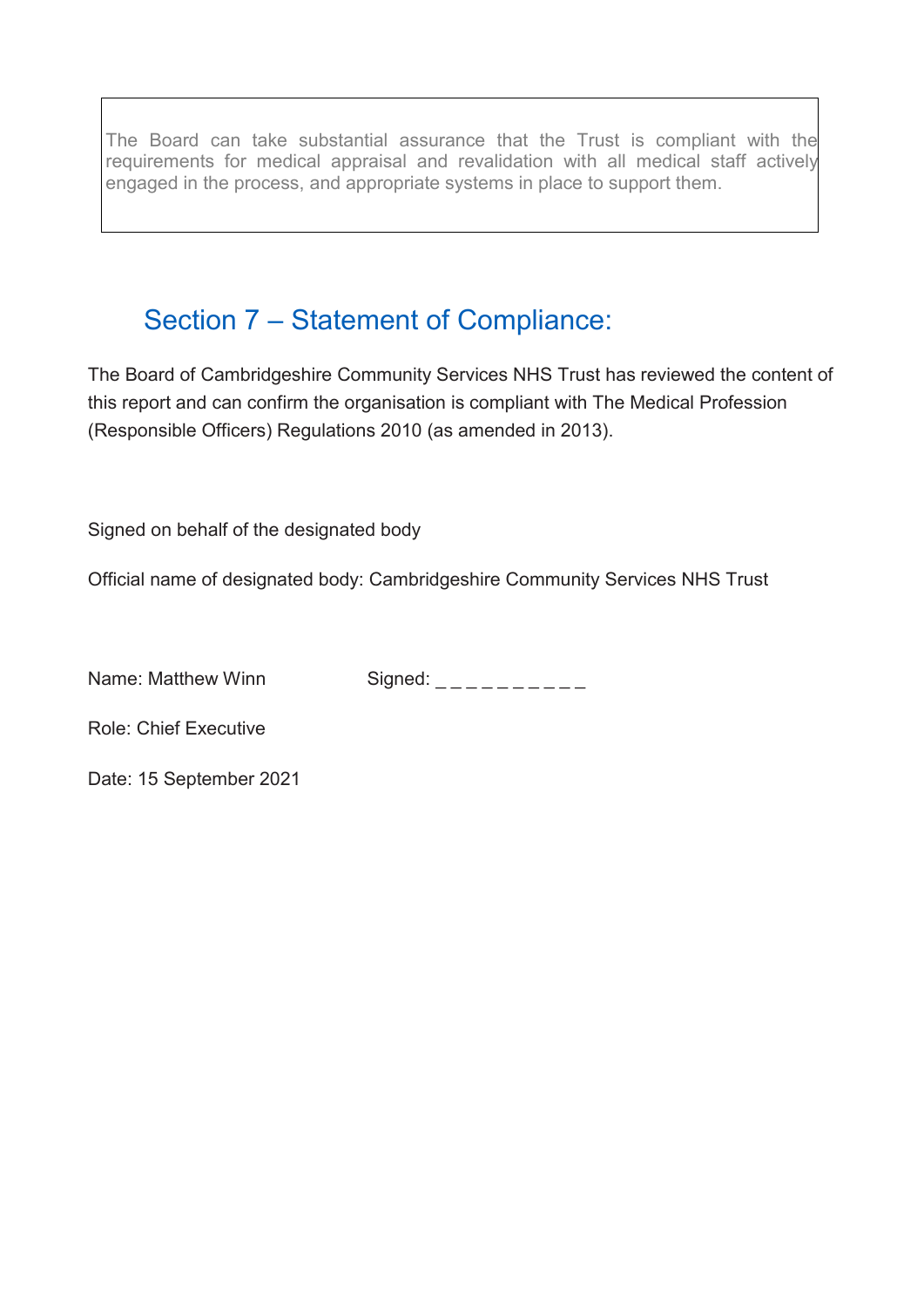The Board can take substantial assurance that the Trust is compliant with the requirements for medical appraisal and revalidation with all medical staff actively engaged in the process, and appropriate systems in place to support them.

## Section 7 – Statement of Compliance:

The Board of Cambridgeshire Community Services NHS Trust has reviewed the content of this report and can confirm the organisation is compliant with The Medical Profession (Responsible Officers) Regulations 2010 (as amended in 2013).

Signed on behalf of the designated body

Official name of designated body: Cambridgeshire Community Services NHS Trust

Name: Matthew Winn    Signed: _ _ _ _ _ _ _ _ _ _

Role: Chief Executive

Date: 15 September 2021